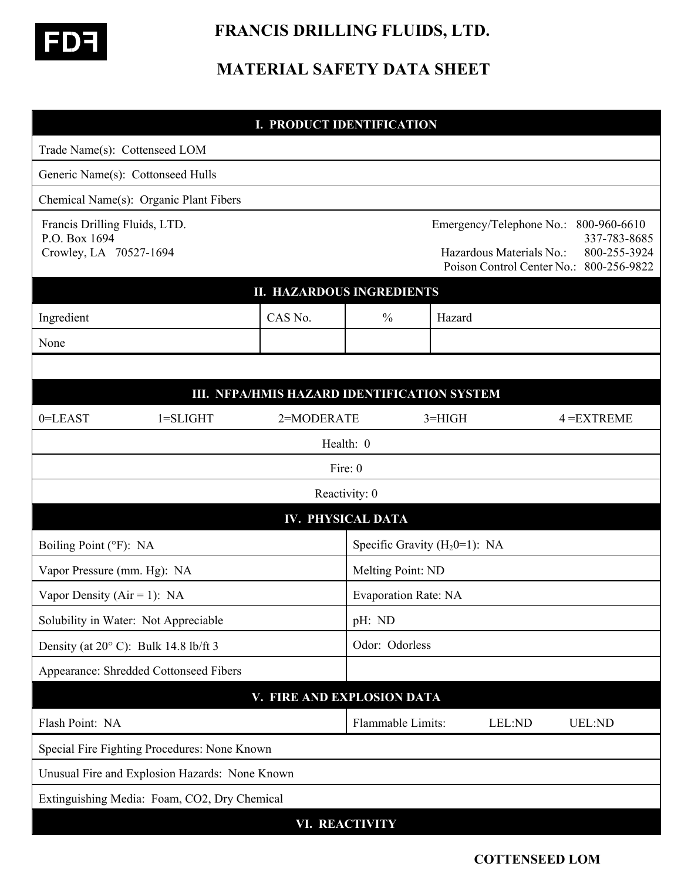**FDF**

# FRANCIS DRILLING FLUIDS, LTD.

# MATERIAL SAFETY DATA SHEET

## I. PRODUCT IDENTIFICATION

Trade Name(s): Cottenseed LOM

Generic Name(s): Cottonseed Hulls

Chemical Name(s): Organic Plant Fibers

Francis Drilling Fluids, LTD.
P.O. Box 1694
Crowley, LA 70527-1694

Emergency/Telephone No.: 800-960-6610
337-783-8685
Hazardous Materials No.: 800-255-3924
Poison Control Center No.: 800-256-9822

## II. HAZARDOUS INGREDIENTS

| Ingredient | CAS No. | % | Hazard |
|---|---|---|---|
| None | | | |

## III. NFPA/HMIS HAZARD IDENTIFICATION SYSTEM

0=LEAST 1=SLIGHT 2=MODERATE 3=HIGH 4 =EXTREME

Health: 0

Fire: 0

Reactivity: 0

## IV. PHYSICAL DATA

| | |
|---|---|
| Boiling Point (°F): NA | Specific Gravity ($H_20$=1): NA |
| Vapor Pressure (mm. Hg): NA | Melting Point: ND |
| Vapor Density (Air = 1): NA | Evaporation Rate: NA |
| Solubility in Water: Not Appreciable | pH: ND |
| Density (at 20° C): Bulk 14.8 lb/ft 3 | Odor: Odorless |
| Appearance: Shredded Cottonseed Fibers | |

## V. FIRE AND EXPLOSION DATA

Flash Point: NA

Flammable Limits: LEL:ND UEL:ND

Special Fire Fighting Procedures: None Known

Unusual Fire and Explosion Hazards: None Known

Extinguishing Media: Foam, CO2, Dry Chemical

## VI. REACTIVITY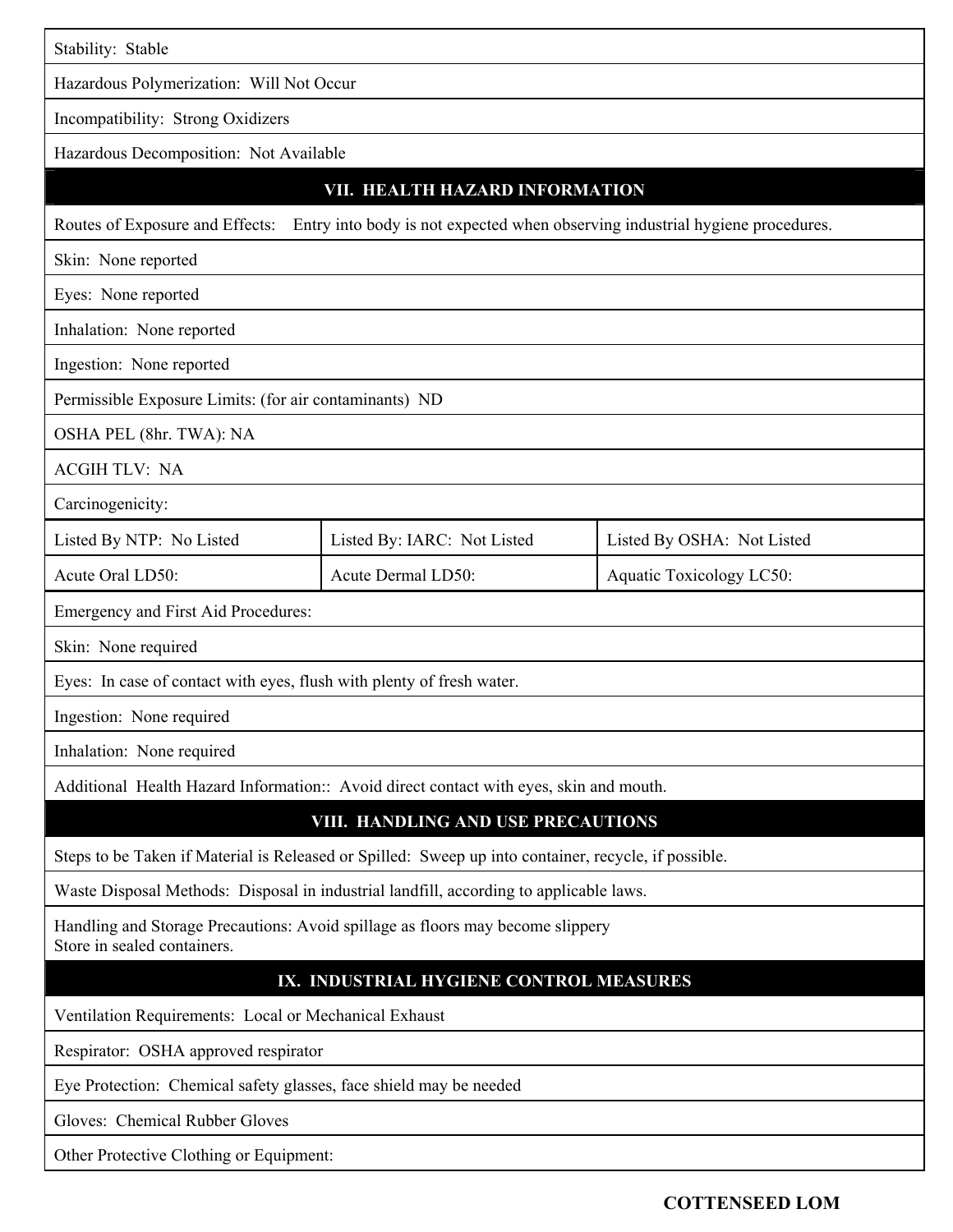Stability: Stable

Hazardous Polymerization: Will Not Occur

Incompatibility: Strong Oxidizers

Hazardous Decomposition: Not Available

## VII. HEALTH HAZARD INFORMATION

Routes of Exposure and Effects: Entry into body is not expected when observing industrial hygiene procedures.

Skin: None reported

Eyes: None reported

Inhalation: None reported

Ingestion: None reported

Permissible Exposure Limits: (for air contaminants) ND

OSHA PEL (8hr. TWA): NA

ACGIH TLV: NA

Carcinogenicity:

| Listed By NTP: No Listed | Listed By: IARC: Not Listed | Listed By OSHA: Not Listed |
|---|---|---|
| Acute Oral LD50: | Acute Dermal LD50: | Aquatic Toxicology LC50: |

Emergency and First Aid Procedures:

Skin: None required

Eyes: In case of contact with eyes, flush with plenty of fresh water.

Ingestion: None required

Inhalation: None required

Additional Health Hazard Information:: Avoid direct contact with eyes, skin and mouth.

## VIII. HANDLING AND USE PRECAUTIONS

Steps to be Taken if Material is Released or Spilled: Sweep up into container, recycle, if possible.

Waste Disposal Methods: Disposal in industrial landfill, according to applicable laws.

Handling and Storage Precautions: Avoid spillage as floors may become slippery
Store in sealed containers.

## IX. INDUSTRIAL HYGIENE CONTROL MEASURES

Ventilation Requirements: Local or Mechanical Exhaust

Respirator: OSHA approved respirator

Eye Protection: Chemical safety glasses, face shield may be needed

Gloves: Chemical Rubber Gloves

Other Protective Clothing or Equipment:

**COTTENSEED LOM**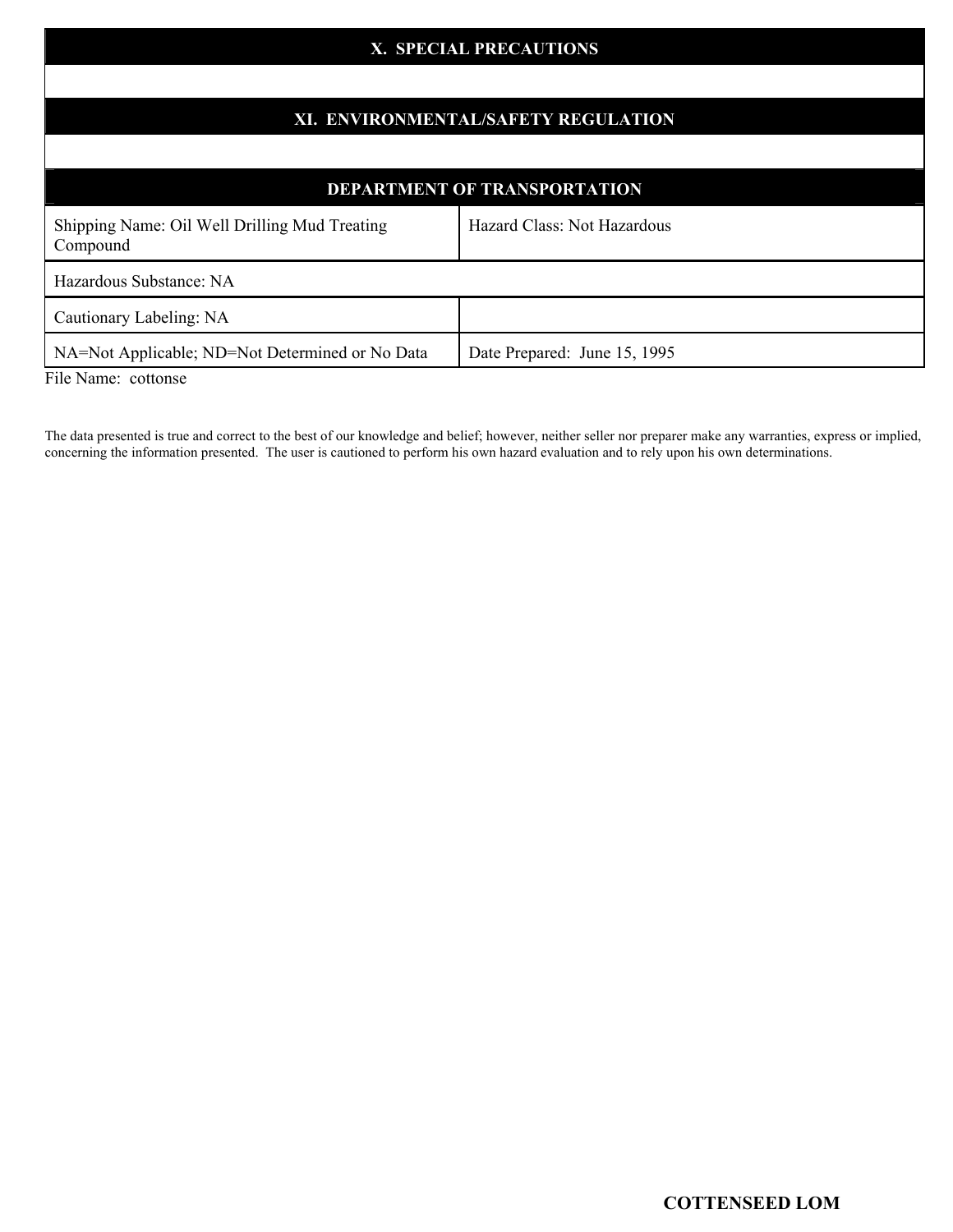## X. SPECIAL PRECAUTIONS

## XI. ENVIRONMENTAL/SAFETY REGULATION

## DEPARTMENT OF TRANSPORTATION

| | |
|---|---|
| Shipping Name: Oil Well Drilling Mud Treating Compound | Hazard Class: Not Hazardous |
| Hazardous Substance: NA | |
| Cautionary Labeling: NA | |
| NA=Not Applicable; ND=Not Determined or No Data | Date Prepared: June 15, 1995 |

File Name: cottonse

The data presented is true and correct to the best of our knowledge and belief; however, neither seller nor preparer make any warranties, express or implied, concerning the information presented. The user is cautioned to perform his own hazard evaluation and to rely upon his own determinations.

**COTTENSEED LOM**